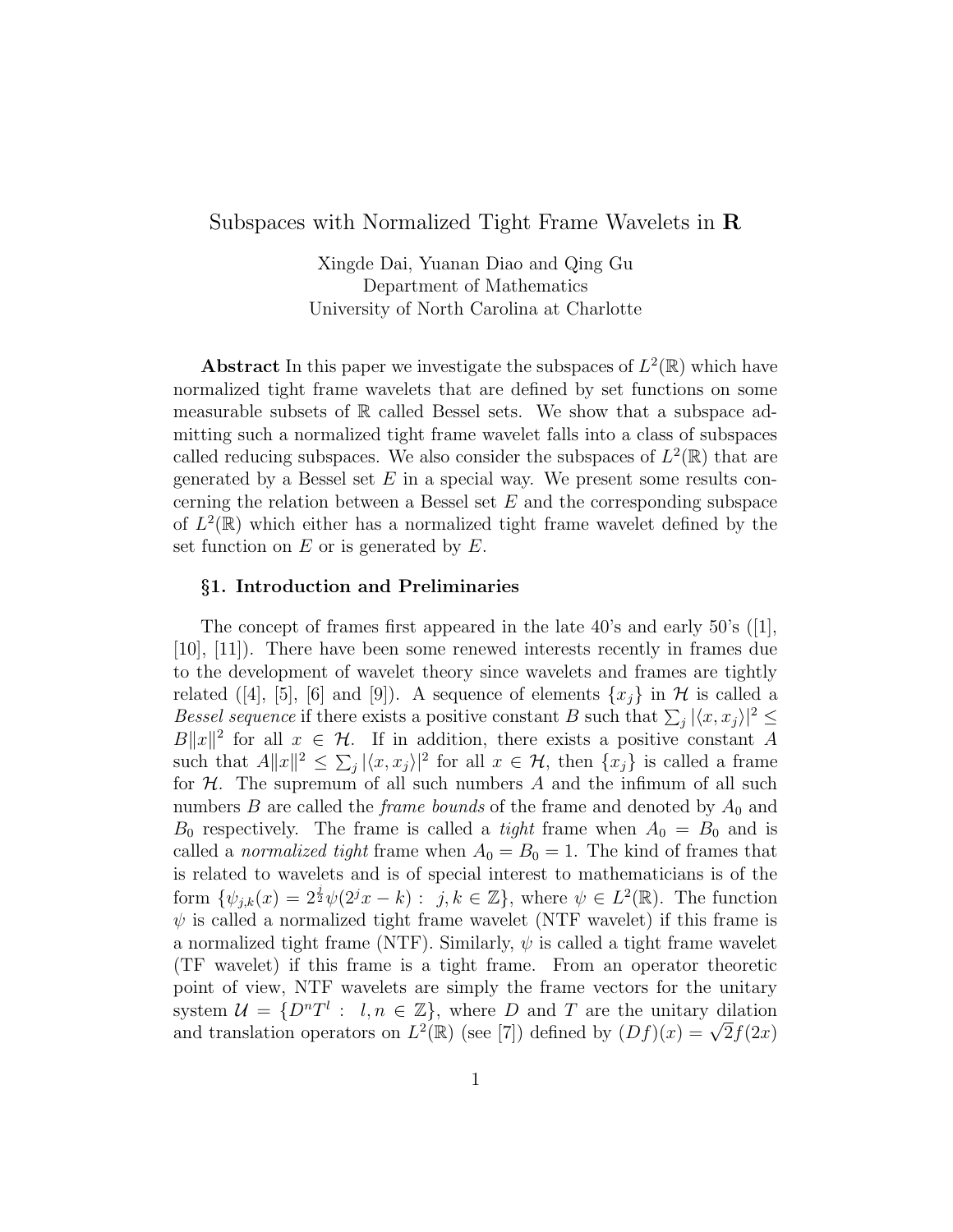# Subspaces with Normalized Tight Frame Wavelets in $\mathbf{R}$

Xingde Dai, Yuanan Diao and Qing Gu
Department of Mathematics
University of North Carolina at Charlotte

**Abstract** In this paper we investigate the subspaces of $L^2(\mathbb{R})$ which have normalized tight frame wavelets that are defined by set functions on some measurable subsets of $\mathbb{R}$ called Bessel sets. We show that a subspace admitting such a normalized tight frame wavelet falls into a class of subspaces called reducing subspaces. We also consider the subspaces of $L^2(\mathbb{R})$ that are generated by a Bessel set $E$ in a special way. We present some results concerning the relation between a Bessel set $E$ and the corresponding subspace of $L^2(\mathbb{R})$ which either has a normalized tight frame wavelet defined by the set function on $E$ or is generated by $E$.

## §1. Introduction and Preliminaries

The concept of frames first appeared in the late 40's and early 50's ([1], [10], [11]). There have been some renewed interests recently in frames due to the development of wavelet theory since wavelets and frames are tightly related ([4], [5], [6] and [9]). A sequence of elements $\{x_j\}$ in $\mathcal{H}$ is called a *Bessel sequence* if there exists a positive constant $B$ such that $\sum_j |\langle x, x_j\rangle|^2 \leq B\|x\|^2$ for all $x \in \mathcal{H}$. If in addition, there exists a positive constant $A$ such that $A\|x\|^2 \leq \sum_j |\langle x, x_j\rangle|^2$ for all $x \in \mathcal{H}$, then $\{x_j\}$ is called a frame for $\mathcal{H}$. The supremum of all such numbers $A$ and the infimum of all such numbers $B$ are called the *frame bounds* of the frame and denoted by $A_0$ and $B_0$ respectively. The frame is called a *tight* frame when $A_0 = B_0$ and is called a *normalized tight* frame when $A_0 = B_0 = 1$. The kind of frames that is related to wavelets and is of special interest to mathematicians is of the form $\{\psi_{j,k}(x) = 2^{\frac{j}{2}}\psi(2^j x - k) : \ j, k \in \mathbb{Z}\}$, where $\psi \in L^2(\mathbb{R})$. The function $\psi$ is called a normalized tight frame wavelet (NTF wavelet) if this frame is a normalized tight frame (NTF). Similarly, $\psi$ is called a tight frame wavelet (TF wavelet) if this frame is a tight frame. From an operator theoretic point of view, NTF wavelets are simply the frame vectors for the unitary system $\mathcal{U} = \{D^n T^l : \ l, n \in \mathbb{Z}\}$, where $D$ and $T$ are the unitary dilation and translation operators on $L^2(\mathbb{R})$ (see [7]) defined by $(Df)(x) = \sqrt{2}f(2x)$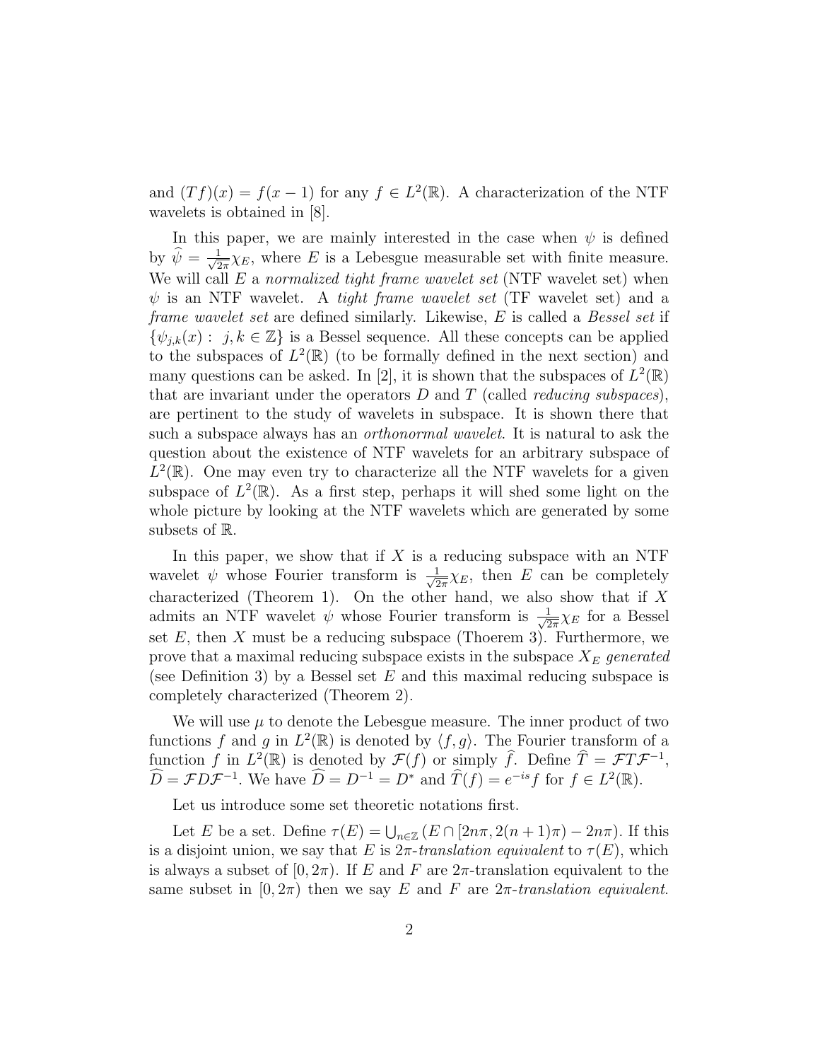and $(Tf)(x) = f(x-1)$ for any $f \in L^2(\mathbb{R})$. A characterization of the NTF wavelets is obtained in [8].

In this paper, we are mainly interested in the case when $\psi$ is defined by $\widehat{\psi} = \frac{1}{\sqrt{2\pi}}\chi_E$, where $E$ is a Lebesgue measurable set with finite measure. We will call $E$ a *normalized tight frame wavelet set* (NTF wavelet set) when $\psi$ is an NTF wavelet. A *tight frame wavelet set* (TF wavelet set) and a *frame wavelet set* are defined similarly. Likewise, $E$ is called a *Bessel set* if $\{\psi_{j,k}(x) : \ j,k \in \mathbb{Z}\}$ is a Bessel sequence. All these concepts can be applied to the subspaces of $L^2(\mathbb{R})$ (to be formally defined in the next section) and many questions can be asked. In [2], it is shown that the subspaces of $L^2(\mathbb{R})$ that are invariant under the operators $D$ and $T$ (called *reducing subspaces*), are pertinent to the study of wavelets in subspace. It is shown there that such a subspace always has an *orthonormal wavelet*. It is natural to ask the question about the existence of NTF wavelets for an arbitrary subspace of $L^2(\mathbb{R})$. One may even try to characterize all the NTF wavelets for a given subspace of $L^2(\mathbb{R})$. As a first step, perhaps it will shed some light on the whole picture by looking at the NTF wavelets which are generated by some subsets of $\mathbb{R}$.

In this paper, we show that if $X$ is a reducing subspace with an NTF wavelet $\psi$ whose Fourier transform is $\frac{1}{\sqrt{2\pi}}\chi_E$, then $E$ can be completely characterized (Theorem 1). On the other hand, we also show that if $X$ admits an NTF wavelet $\psi$ whose Fourier transform is $\frac{1}{\sqrt{2\pi}}\chi_E$ for a Bessel set $E$, then $X$ must be a reducing subspace (Thoerem 3). Furthermore, we prove that a maximal reducing subspace exists in the subspace $X_E$ *generated* (see Definition 3) by a Bessel set $E$ and this maximal reducing subspace is completely characterized (Theorem 2).

We will use $\mu$ to denote the Lebesgue measure. The inner product of two functions $f$ and $g$ in $L^2(\mathbb{R})$ is denoted by $\langle f, g\rangle$. The Fourier transform of a function $f$ in $L^2(\mathbb{R})$ is denoted by $\mathcal{F}(f)$ or simply $\widehat{f}$. Define $\widehat{T} = \mathcal{F}T\mathcal{F}^{-1}$, $\widehat{D} = \mathcal{F}D\mathcal{F}^{-1}$. We have $\widehat{D} = D^{-1} = D^*$ and $\widehat{T}(f) = e^{-is}f$ for $f \in L^2(\mathbb{R})$.

Let us introduce some set theoretic notations first.

Let $E$ be a set. Define $\tau(E) = \bigcup_{n\in\mathbb{Z}} (E \cap [2n\pi, 2(n+1)\pi) - 2n\pi)$. If this is a disjoint union, we say that $E$ is $2\pi$-*translation equivalent* to $\tau(E)$, which is always a subset of $[0, 2\pi)$. If $E$ and $F$ are $2\pi$-translation equivalent to the same subset in $[0, 2\pi)$ then we say $E$ and $F$ are $2\pi$-*translation equivalent*.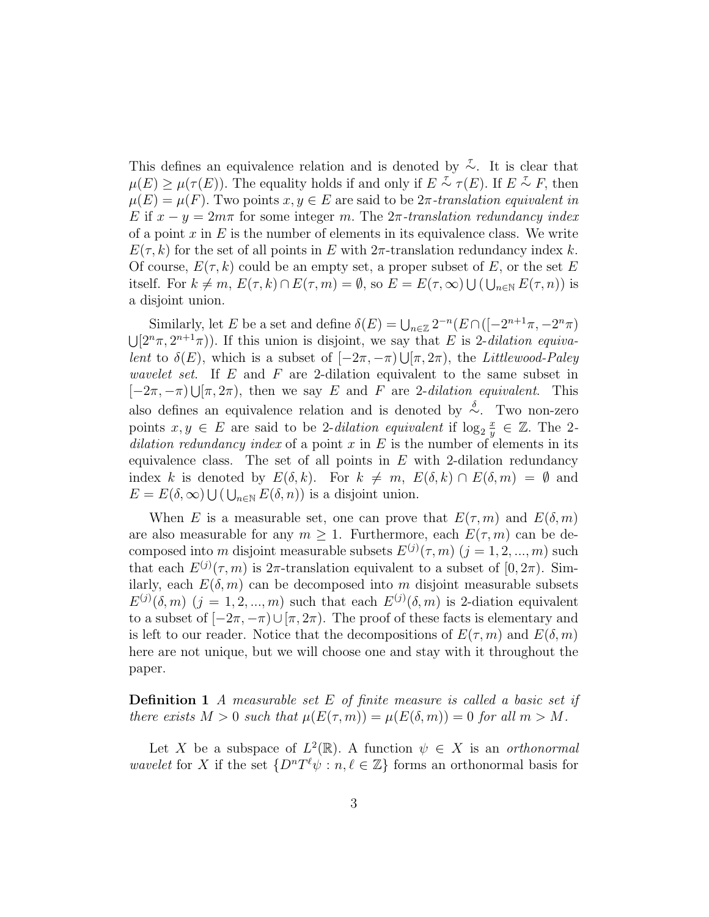This defines an equivalence relation and is denoted by $\overset{\tau}{\sim}$. It is clear that $\mu(E) \geq \mu(\tau(E))$. The equality holds if and only if $E \overset{\tau}{\sim} \tau(E)$. If $E \overset{\tau}{\sim} F$, then $\mu(E) = \mu(F)$. Two points $x, y \in E$ are said to be *$2\pi$-translation equivalent in $E$* if $x - y = 2m\pi$ for some integer $m$. The *$2\pi$-translation redundancy index* of a point $x$ in $E$ is the number of elements in its equivalence class. We write $E(\tau, k)$ for the set of all points in $E$ with $2\pi$-translation redundancy index $k$. Of course, $E(\tau, k)$ could be an empty set, a proper subset of $E$, or the set $E$ itself. For $k \neq m$, $E(\tau, k) \cap E(\tau, m) = \emptyset$, so $E = E(\tau, \infty) \bigcup \left( \bigcup_{n \in \mathbb{N}} E(\tau, n) \right)$ is a disjoint union.

Similarly, let $E$ be a set and define $\delta(E) = \bigcup_{n \in \mathbb{Z}} 2^{-n}(E \cap ([-2^{n+1}\pi, -2^n\pi) \bigcup [2^n\pi, 2^{n+1}\pi))$. If this union is disjoint, we say that $E$ is *2-dilation equivalent* to $\delta(E)$, which is a subset of $[-2\pi, -\pi) \bigcup [\pi, 2\pi)$, the *Littlewood-Paley wavelet set*. If $E$ and $F$ are 2-dilation equivalent to the same subset in $[-2\pi, -\pi) \bigcup [\pi, 2\pi)$, then we say $E$ and $F$ are *2-dilation equivalent*. This also defines an equivalence relation and is denoted by $\overset{\delta}{\sim}$. Two non-zero points $x, y \in E$ are said to be *2-dilation equivalent* if $\log_2 \frac{x}{y} \in \mathbb{Z}$. The *2-dilation redundancy index* of a point $x$ in $E$ is the number of elements in its equivalence class. The set of all points in $E$ with 2-dilation redundancy index $k$ is denoted by $E(\delta, k)$. For $k \neq m$, $E(\delta, k) \cap E(\delta, m) = \emptyset$ and $E = E(\delta, \infty) \bigcup \left( \bigcup_{n \in \mathbb{N}} E(\delta, n) \right)$ is a disjoint union.

When $E$ is a measurable set, one can prove that $E(\tau, m)$ and $E(\delta, m)$ are also measurable for any $m \geq 1$. Furthermore, each $E(\tau, m)$ can be decomposed into $m$ disjoint measurable subsets $E^{(j)}(\tau, m)$ $(j = 1, 2, ..., m)$ such that each $E^{(j)}(\tau, m)$ is $2\pi$-translation equivalent to a subset of $[0, 2\pi)$. Similarly, each $E(\delta, m)$ can be decomposed into $m$ disjoint measurable subsets $E^{(j)}(\delta, m)$ $(j = 1, 2, ..., m)$ such that each $E^{(j)}(\delta, m)$ is 2-diation equivalent to a subset of $[-2\pi, -\pi) \cup [\pi, 2\pi)$. The proof of these facts is elementary and is left to our reader. Notice that the decompositions of $E(\tau, m)$ and $E(\delta, m)$ here are not unique, but we will choose one and stay with it throughout the paper.

**Definition 1** *A measurable set $E$ of finite measure is called a basic set if there exists $M > 0$ such that $\mu(E(\tau, m)) = \mu(E(\delta, m)) = 0$ for all $m > M$.*

Let $X$ be a subspace of $L^2(\mathbb{R})$. A function $\psi \in X$ is an *orthonormal wavelet* for $X$ if the set $\{D^n T^\ell \psi : n, \ell \in \mathbb{Z}\}$ forms an orthonormal basis for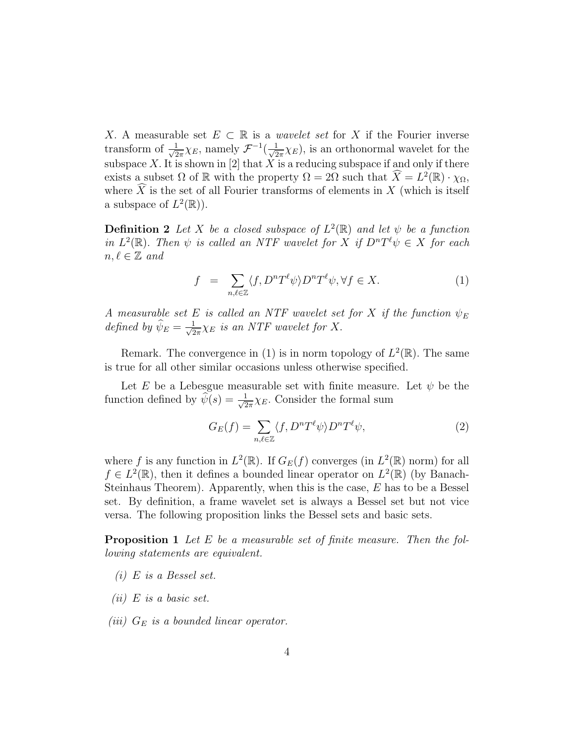$X$. A measurable set $E \subset \mathbb{R}$ is a *wavelet set* for $X$ if the Fourier inverse transform of $\frac{1}{\sqrt{2\pi}}\chi_E$, namely $\mathcal{F}^{-1}(\frac{1}{\sqrt{2\pi}}\chi_E)$, is an orthonormal wavelet for the subspace $X$. It is shown in [2] that $X$ is a reducing subspace if and only if there exists a subset $\Omega$ of $\mathbb{R}$ with the property $\Omega = 2\Omega$ such that $\widehat{X} = L^2(\mathbb{R}) \cdot \chi_\Omega$, where $\widehat{X}$ is the set of all Fourier transforms of elements in $X$ (which is itself a subspace of $L^2(\mathbb{R})$).

**Definition 2** *Let $X$ be a closed subspace of $L^2(\mathbb{R})$ and let $\psi$ be a function in $L^2(\mathbb{R})$. Then $\psi$ is called an NTF wavelet for $X$ if $D^nT^\ell\psi \in X$ for each $n, \ell \in \mathbb{Z}$ and*

$$f = \sum_{n,\ell\in\mathbb{Z}} \langle f, D^nT^\ell\psi\rangle D^nT^\ell\psi, \forall f \in X. \tag{1}$$

*A measurable set $E$ is called an NTF wavelet set for $X$ if the function $\psi_E$ defined by $\widehat{\psi}_E = \frac{1}{\sqrt{2\pi}}\chi_E$ is an NTF wavelet for $X$.*

Remark. The convergence in (1) is in norm topology of $L^2(\mathbb{R})$. The same is true for all other similar occasions unless otherwise specified.

Let $E$ be a Lebesgue measurable set with finite measure. Let $\psi$ be the function defined by $\widehat{\psi}(s) = \frac{1}{\sqrt{2\pi}}\chi_E$. Consider the formal sum

$$G_E(f) = \sum_{n,\ell\in\mathbb{Z}} \langle f, D^nT^\ell\psi\rangle D^nT^\ell\psi, \tag{2}$$

where $f$ is any function in $L^2(\mathbb{R})$. If $G_E(f)$ converges (in $L^2(\mathbb{R})$ norm) for all $f \in L^2(\mathbb{R})$, then it defines a bounded linear operator on $L^2(\mathbb{R})$ (by Banach-Steinhaus Theorem). Apparently, when this is the case, $E$ has to be a Bessel set. By definition, a frame wavelet set is always a Bessel set but not vice versa. The following proposition links the Bessel sets and basic sets.

**Proposition 1** *Let $E$ be a measurable set of finite measure. Then the following statements are equivalent.*

*(i) $E$ is a Bessel set.*

*(ii) $E$ is a basic set.*

*(iii) $G_E$ is a bounded linear operator.*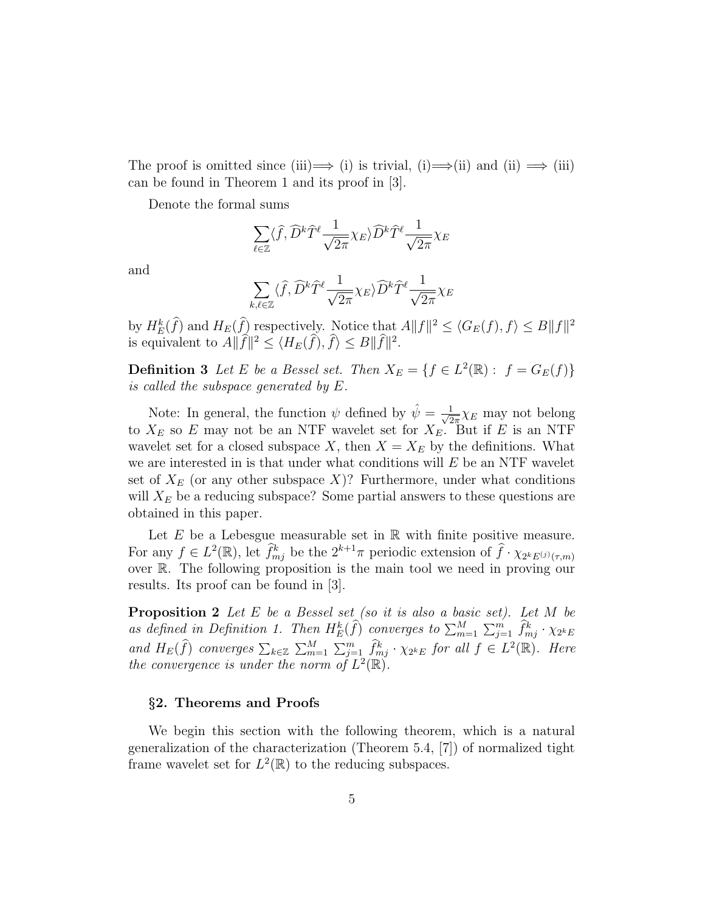The proof is omitted since (iii)$\Longrightarrow$ (i) is trivial, (i)$\Longrightarrow$(ii) and (ii) $\Longrightarrow$ (iii) can be found in Theorem 1 and its proof in [3].

Denote the formal sums

$$\sum_{\ell\in\mathbb{Z}}\langle \widehat{f}, \widehat{D}^k\widehat{T}^\ell \frac{1}{\sqrt{2\pi}}\chi_E\rangle \widehat{D}^k\widehat{T}^\ell \frac{1}{\sqrt{2\pi}}\chi_E$$

and

$$\sum_{k,\ell\in\mathbb{Z}}\langle \widehat{f}, \widehat{D}^k\widehat{T}^\ell \frac{1}{\sqrt{2\pi}}\chi_E\rangle \widehat{D}^k\widehat{T}^\ell \frac{1}{\sqrt{2\pi}}\chi_E$$

by $H_E^k(\widehat{f})$ and $H_E(\widehat{f})$ respectively. Notice that $A\|f\|^2 \leq \langle G_E(f), f\rangle \leq B\|f\|^2$ is equivalent to $A\|\widehat{f}\|^2 \leq \langle H_E(\widehat{f}), \widehat{f}\rangle \leq B\|\widehat{f}\|^2$.

**Definition 3** *Let $E$ be a Bessel set. Then $X_E = \{f \in L^2(\mathbb{R}) : \ f = G_E(f)\}$ is called the subspace generated by $E$.*

Note: In general, the function $\psi$ defined by $\hat{\psi} = \frac{1}{\sqrt{2\pi}}\chi_E$ may not belong to $X_E$ so $E$ may not be an NTF wavelet set for $X_E$. But if $E$ is an NTF wavelet set for a closed subspace $X$, then $X = X_E$ by the definitions. What we are interested in is that under what conditions will $E$ be an NTF wavelet set of $X_E$ (or any other subspace $X$)? Furthermore, under what conditions will $X_E$ be a reducing subspace? Some partial answers to these questions are obtained in this paper.

Let $E$ be a Lebesgue measurable set in $\mathbb{R}$ with finite positive measure. For any $f \in L^2(\mathbb{R})$, let $\widehat{f}^k_{mj}$ be the $2^{k+1}\pi$ periodic extension of $\widehat{f} \cdot \chi_{2^kE^{(j)}(\tau,m)}$ over $\mathbb{R}$. The following proposition is the main tool we need in proving our results. Its proof can be found in [3].

**Proposition 2** *Let $E$ be a Bessel set (so it is also a basic set). Let $M$ be as defined in Definition 1. Then $H_E^k(\widehat{f})$ converges to $\sum_{m=1}^M \sum_{j=1}^m \widehat{f}^k_{mj} \cdot \chi_{2^kE}$ and $H_E(\widehat{f})$ converges $\sum_{k\in\mathbb{Z}} \sum_{m=1}^M \sum_{j=1}^m \widehat{f}^k_{mj} \cdot \chi_{2^kE}$ for all $f \in L^2(\mathbb{R})$. Here the convergence is under the norm of $L^2(\mathbb{R})$.*

## §2. Theorems and Proofs

We begin this section with the following theorem, which is a natural generalization of the characterization (Theorem 5.4, [7]) of normalized tight frame wavelet set for $L^2(\mathbb{R})$ to the reducing subspaces.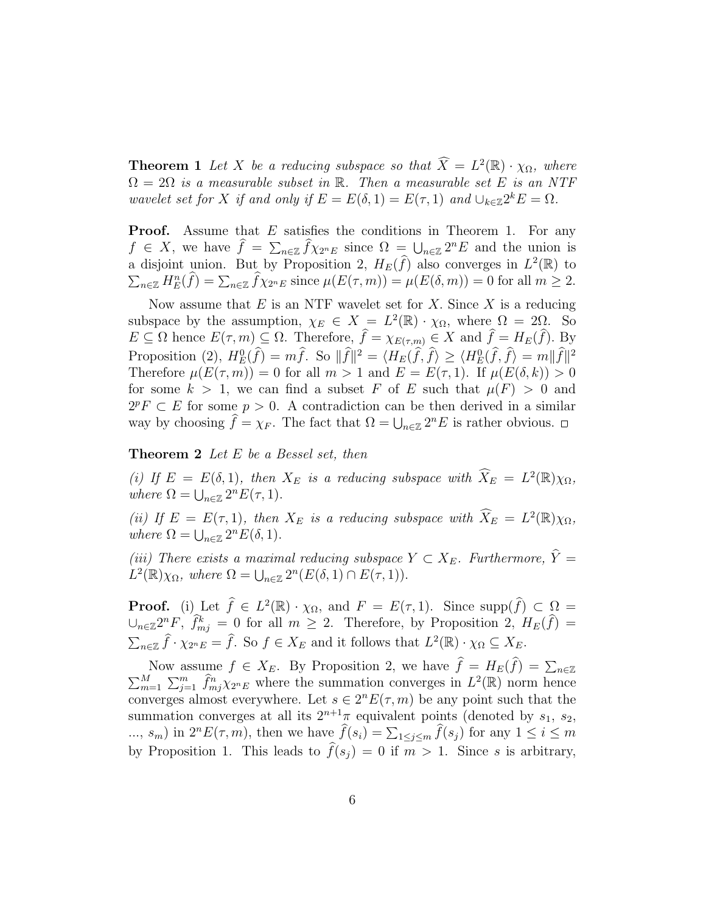**Theorem 1** *Let $X$ be a reducing subspace so that $\widehat{X} = L^2(\mathbb{R}) \cdot \chi_\Omega$, where $\Omega = 2\Omega$ is a measurable subset in $\mathbb{R}$. Then a measurable set $E$ is an NTF wavelet set for $X$ if and only if $E = E(\delta, 1) = E(\tau, 1)$ and $\cup_{k\in\mathbb{Z}} 2^k E = \Omega$.*

**Proof.** Assume that $E$ satisfies the conditions in Theorem 1. For any $f \in X$, we have $\widehat{f} = \sum_{n\in\mathbb{Z}} \widehat{f}\chi_{2^nE}$ since $\Omega = \bigcup_{n\in\mathbb{Z}} 2^n E$ and the union is a disjoint union. But by Proposition 2, $H_E(\widehat{f})$ also converges in $L^2(\mathbb{R})$ to $\sum_{n\in\mathbb{Z}} H_E^n(\widehat{f}) = \sum_{n\in\mathbb{Z}} \widehat{f}\chi_{2^nE}$ since $\mu(E(\tau, m)) = \mu(E(\delta, m)) = 0$ for all $m \geq 2$.

Now assume that $E$ is an NTF wavelet set for $X$. Since $X$ is a reducing subspace by the assumption, $\chi_E \in X = L^2(\mathbb{R}) \cdot \chi_\Omega$, where $\Omega = 2\Omega$. So $E \subseteq \Omega$ hence $E(\tau, m) \subseteq \Omega$. Therefore, $\widehat{f} = \chi_{E(\tau,m)} \in X$ and $\widehat{f} = H_E(\widehat{f})$. By Proposition (2), $H_E^0(\widehat{f}) = m\widehat{f}$. So $\|\widehat{f}\|^2 = \langle H_E(\widehat{f}, \widehat{f}\rangle \geq \langle H_E^0(\widehat{f}, \widehat{f}\rangle = m\|\widehat{f}\|^2$ Therefore $\mu(E(\tau, m)) = 0$ for all $m > 1$ and $E = E(\tau, 1)$. If $\mu(E(\delta, k)) > 0$ for some $k > 1$, we can find a subset $F$ of $E$ such that $\mu(F) > 0$ and $2^p F \subset E$ for some $p > 0$. A contradiction can be then derived in a similar way by choosing $\widehat{f} = \chi_F$. The fact that $\Omega = \bigcup_{n\in\mathbb{Z}} 2^n E$ is rather obvious. □

**Theorem 2** *Let $E$ be a Bessel set, then*

*(i) If $E = E(\delta, 1)$, then $X_E$ is a reducing subspace with $\widehat{X}_E = L^2(\mathbb{R})\chi_\Omega$, where $\Omega = \bigcup_{n\in\mathbb{Z}} 2^n E(\tau, 1)$.*

*(ii) If $E = E(\tau, 1)$, then $X_E$ is a reducing subspace with $\widehat{X}_E = L^2(\mathbb{R})\chi_\Omega$, where $\Omega = \bigcup_{n\in\mathbb{Z}} 2^n E(\delta, 1)$.*

*(iii) There exists a maximal reducing subspace $Y \subset X_E$. Furthermore, $\widehat{Y} = L^2(\mathbb{R})\chi_\Omega$, where $\Omega = \bigcup_{n\in\mathbb{Z}} 2^n(E(\delta, 1) \cap E(\tau, 1))$.*

**Proof.** (i) Let $\widehat{f} \in L^2(\mathbb{R}) \cdot \chi_\Omega$, and $F = E(\tau, 1)$. Since $\text{supp}(\widehat{f}) \subset \Omega = \cup_{n\in\mathbb{Z}} 2^n F$, $\widehat{f}_{mj}^k = 0$ for all $m \geq 2$. Therefore, by Proposition 2, $H_E(\widehat{f}) = \sum_{n\in\mathbb{Z}} \widehat{f} \cdot \chi_{2^nE} = \widehat{f}$. So $f \in X_E$ and it follows that $L^2(\mathbb{R}) \cdot \chi_\Omega \subseteq X_E$.

Now assume $f \in X_E$. By Proposition 2, we have $\widehat{f} = H_E(\widehat{f}) = \sum_{n\in\mathbb{Z}} \sum_{m=1}^{M} \sum_{j=1}^{m} \widehat{f}_{mj}^n \chi_{2^nE}$ where the summation converges in $L^2(\mathbb{R})$ norm hence converges almost everywhere. Let $s \in 2^n E(\tau, m)$ be any point such that the summation converges at all its $2^{n+1}\pi$ equivalent points (denoted by $s_1$, $s_2$, ..., $s_m$) in $2^n E(\tau, m)$, then we have $\widehat{f}(s_i) = \sum_{1\leq j\leq m} \widehat{f}(s_j)$ for any $1 \leq i \leq m$ by Proposition 1. This leads to $\widehat{f}(s_j) = 0$ if $m > 1$. Since $s$ is arbitrary,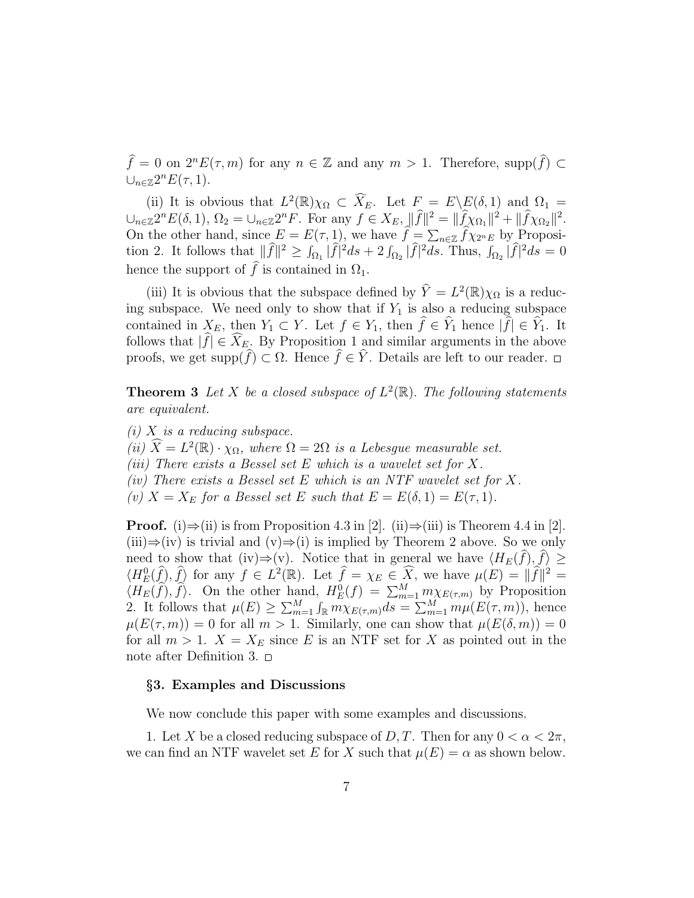$\widehat{f} = 0$ on $2^n E(\tau, m)$ for any $n \in \mathbb{Z}$ and any $m > 1$. Therefore, $\text{supp}(\widehat{f}) \subset \cup_{n\in\mathbb{Z}} 2^n E(\tau, 1)$.

(ii) It is obvious that $L^2(\mathbb{R})\chi_\Omega \subset \widehat{X}_E$. Let $F = E\backslash E(\delta, 1)$ and $\Omega_1 = \cup_{n\in\mathbb{Z}} 2^n E(\delta, 1)$, $\Omega_2 = \cup_{n\in\mathbb{Z}} 2^n F$. For any $f \in X_E$, $\|\widehat{f}\|^2 = \|\widehat{f}\chi_{\Omega_1}\|^2 + \|\widehat{f}\chi_{\Omega_2}\|^2$. On the other hand, since $E = E(\tau, 1)$, we have $\widehat{f} = \sum_{n\in\mathbb{Z}} \widehat{f}\chi_{2^n E}$ by Proposition 2. It follows that $\|\widehat{f}\|^2 \geq \int_{\Omega_1} |\widehat{f}|^2 ds + 2\int_{\Omega_2} |\widehat{f}|^2 ds$. Thus, $\int_{\Omega_2} |\widehat{f}|^2 ds = 0$ hence the support of $\widehat{f}$ is contained in $\Omega_1$.

(iii) It is obvious that the subspace defined by $\widehat{Y} = L^2(\mathbb{R})\chi_\Omega$ is a reducing subspace. We need only to show that if $Y_1$ is also a reducing subspace contained in $X_E$, then $Y_1 \subset Y$. Let $f \in Y_1$, then $\widehat{f} \in \widehat{Y}_1$ hence $|\widehat{f}| \in \widehat{Y}_1$. It follows that $|\widehat{f}| \in \widehat{X}_E$. By Proposition 1 and similar arguments in the above proofs, we get $\text{supp}(\widehat{f}) \subset \Omega$. Hence $\widehat{f} \in \widehat{Y}$. Details are left to our reader. $\square$

**Theorem 3** *Let $X$ be a closed subspace of $L^2(\mathbb{R})$. The following statements are equivalent.*

*(i) $X$ is a reducing subspace.*
*(ii) $\widehat{X} = L^2(\mathbb{R}) \cdot \chi_\Omega$, where $\Omega = 2\Omega$ is a Lebesgue measurable set.*
*(iii) There exists a Bessel set $E$ which is a wavelet set for $X$.*
*(iv) There exists a Bessel set $E$ which is an NTF wavelet set for $X$.*
*(v) $X = X_E$ for a Bessel set $E$ such that $E = E(\delta, 1) = E(\tau, 1)$.*

**Proof.** (i)$\Rightarrow$(ii) is from Proposition 4.3 in [2]. (ii)$\Rightarrow$(iii) is Theorem 4.4 in [2]. (iii)$\Rightarrow$(iv) is trivial and (v)$\Rightarrow$(i) is implied by Theorem 2 above. So we only need to show that (iv)$\Rightarrow$(v). Notice that in general we have $\langle H_E(\widehat{f}), \widehat{f}\rangle \geq \langle H_E^0(\widehat{f}), \widehat{f}\rangle$ for any $f \in L^2(\mathbb{R})$. Let $\widehat{f} = \chi_E \in \widehat{X}$, we have $\mu(E) = \|\widehat{f}\|^2 = \langle H_E(\widehat{f}), \widehat{f}\rangle$. On the other hand, $H_E^0(f) = \sum_{m=1}^M m\chi_{E(\tau,m)}$ by Proposition 2. It follows that $\mu(E) \geq \sum_{m=1}^M \int_{\mathbb{R}} m\chi_{E(\tau,m)} ds = \sum_{m=1}^M m\mu(E(\tau, m))$, hence $\mu(E(\tau, m)) = 0$ for all $m > 1$. Similarly, one can show that $\mu(E(\delta, m)) = 0$ for all $m > 1$. $X = X_E$ since $E$ is an NTF set for $X$ as pointed out in the note after Definition 3. $\square$

### §3. Examples and Discussions

We now conclude this paper with some examples and discussions.

1. Let $X$ be a closed reducing subspace of $D, T$. Then for any $0 < \alpha < 2\pi$, we can find an NTF wavelet set $E$ for $X$ such that $\mu(E) = \alpha$ as shown below.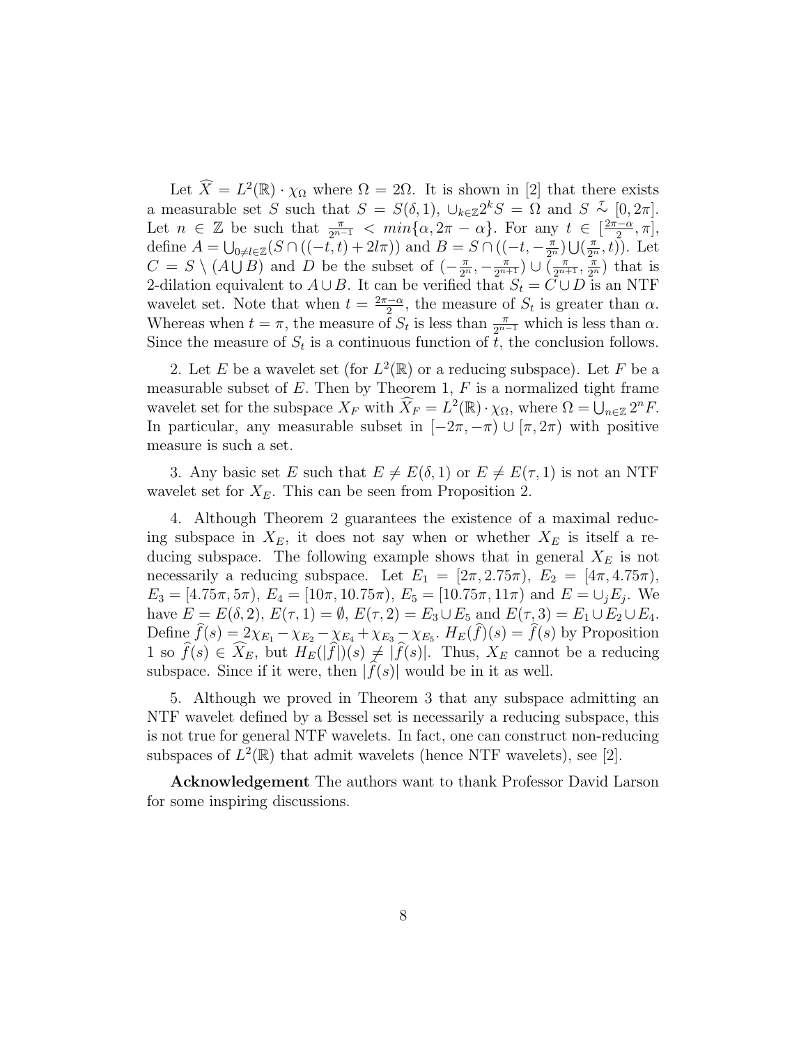Let $\widehat{X} = L^2(\mathbb{R}) \cdot \chi_\Omega$ where $\Omega = 2\Omega$. It is shown in [2] that there exists a measurable set $S$ such that $S = S(\delta, 1)$, $\cup_{k\in\mathbb{Z}} 2^k S = \Omega$ and $S \overset{\tau}{\sim} [0, 2\pi]$. Let $n \in \mathbb{Z}$ be such that $\frac{\pi}{2^{n-1}} < min\{\alpha, 2\pi - \alpha\}$. For any $t \in [\frac{2\pi-\alpha}{2}, \pi]$, define $A = \bigcup_{0\neq l\in\mathbb{Z}} (S \cap ((-t,t) + 2l\pi))$ and $B = S \cap ((-t, -\frac{\pi}{2^n}) \bigcup (\frac{\pi}{2^n}, t))$. Let $C = S \setminus (A \bigcup B)$ and $D$ be the subset of $(-\frac{\pi}{2^n}, -\frac{\pi}{2^{n+1}}) \cup (\frac{\pi}{2^{n+1}}, \frac{\pi}{2^n})$ that is 2-dilation equivalent to $A \cup B$. It can be verified that $S_t = C \cup D$ is an NTF wavelet set. Note that when $t = \frac{2\pi-\alpha}{2}$, the measure of $S_t$ is greater than $\alpha$. Whereas when $t = \pi$, the measure of $S_t$ is less than $\frac{\pi}{2^{n-1}}$ which is less than $\alpha$. Since the measure of $S_t$ is a continuous function of $t$, the conclusion follows.

2. Let $E$ be a wavelet set (for $L^2(\mathbb{R})$ or a reducing subspace). Let $F$ be a measurable subset of $E$. Then by Theorem 1, $F$ is a normalized tight frame wavelet set for the subspace $X_F$ with $\widehat{X_F} = L^2(\mathbb{R}) \cdot \chi_\Omega$, where $\Omega = \bigcup_{n\in\mathbb{Z}} 2^n F$. In particular, any measurable subset in $[-2\pi, -\pi) \cup [\pi, 2\pi)$ with positive measure is such a set.

3. Any basic set $E$ such that $E \neq E(\delta, 1)$ or $E \neq E(\tau, 1)$ is not an NTF wavelet set for $X_E$. This can be seen from Proposition 2.

4. Although Theorem 2 guarantees the existence of a maximal reducing subspace in $X_E$, it does not say when or whether $X_E$ is itself a reducing subspace. The following example shows that in general $X_E$ is not necessarily a reducing subspace. Let $E_1 = [2\pi, 2.75\pi)$, $E_2 = [4\pi, 4.75\pi)$, $E_3 = [4.75\pi, 5\pi)$, $E_4 = [10\pi, 10.75\pi)$, $E_5 = [10.75\pi, 11\pi)$ and $E = \cup_j E_j$. We have $E = E(\delta, 2)$, $E(\tau, 1) = \emptyset$, $E(\tau, 2) = E_3 \cup E_5$ and $E(\tau, 3) = E_1 \cup E_2 \cup E_4$. Define $\widehat{f}(s) = 2\chi_{E_1} - \chi_{E_2} - \chi_{E_4} + \chi_{E_3} - \chi_{E_5}$. $H_E(\widehat{f})(s) = \widehat{f}(s)$ by Proposition 1 so $\widehat{f}(s) \in \widehat{X_E}$, but $H_E(|\widehat{f}|)(s) \neq |\widehat{f}(s)|$. Thus, $X_E$ cannot be a reducing subspace. Since if it were, then $|\widehat{f}(s)|$ would be in it as well.

5. Although we proved in Theorem 3 that any subspace admitting an NTF wavelet defined by a Bessel set is necessarily a reducing subspace, this is not true for general NTF wavelets. In fact, one can construct non-reducing subspaces of $L^2(\mathbb{R})$ that admit wavelets (hence NTF wavelets), see [2].

**Acknowledgement** The authors want to thank Professor David Larson for some inspiring discussions.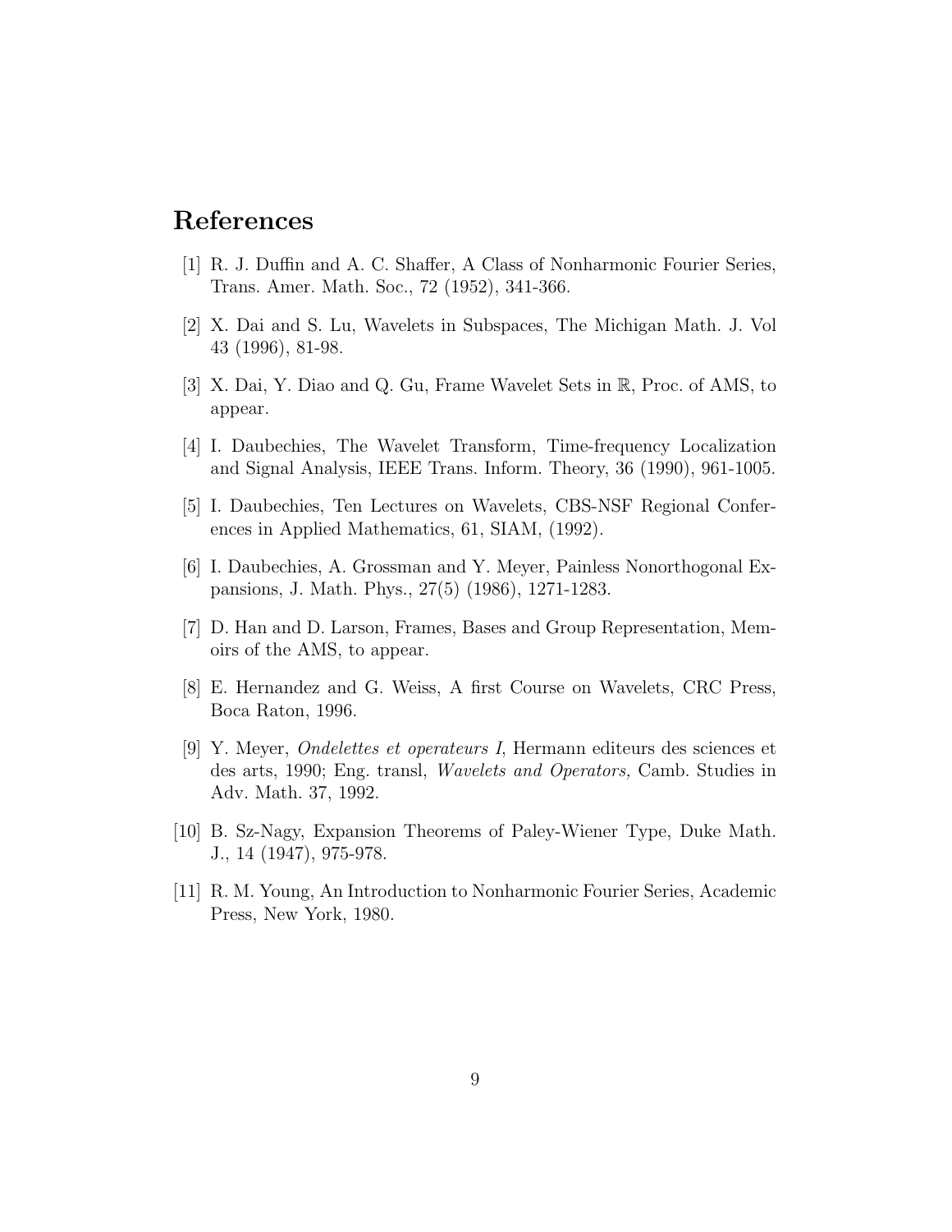# References

[1] R. J. Duffin and A. C. Shaffer, A Class of Nonharmonic Fourier Series, Trans. Amer. Math. Soc., 72 (1952), 341-366.

[2] X. Dai and S. Lu, Wavelets in Subspaces, The Michigan Math. J. Vol 43 (1996), 81-98.

[3] X. Dai, Y. Diao and Q. Gu, Frame Wavelet Sets in $\mathbb{R}$, Proc. of AMS, to appear.

[4] I. Daubechies, The Wavelet Transform, Time-frequency Localization and Signal Analysis, IEEE Trans. Inform. Theory, 36 (1990), 961-1005.

[5] I. Daubechies, Ten Lectures on Wavelets, CBS-NSF Regional Conferences in Applied Mathematics, 61, SIAM, (1992).

[6] I. Daubechies, A. Grossman and Y. Meyer, Painless Nonorthogonal Expansions, J. Math. Phys., 27(5) (1986), 1271-1283.

[7] D. Han and D. Larson, Frames, Bases and Group Representation, Memoirs of the AMS, to appear.

[8] E. Hernandez and G. Weiss, A first Course on Wavelets, CRC Press, Boca Raton, 1996.

[9] Y. Meyer, *Ondelettes et operateurs I*, Hermann editeurs des sciences et des arts, 1990; Eng. transl, *Wavelets and Operators,* Camb. Studies in Adv. Math. 37, 1992.

[10] B. Sz-Nagy, Expansion Theorems of Paley-Wiener Type, Duke Math. J., 14 (1947), 975-978.

[11] R. M. Young, An Introduction to Nonharmonic Fourier Series, Academic Press, New York, 1980.